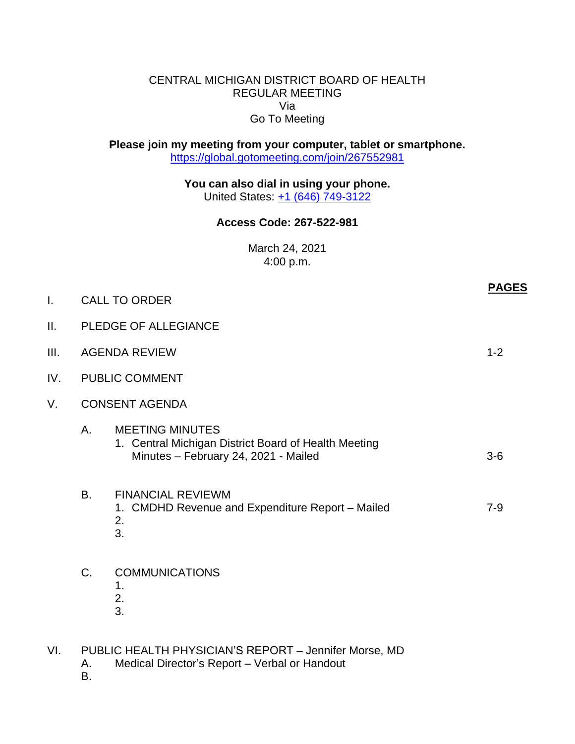CENTRAL MICHIGAN DISTRICT BOARD OF HEALTH
REGULAR MEETING
Via
Go To Meeting

**Please join my meeting from your computer, tablet or smartphone.**
https://global.gotomeeting.com/join/267552981

**You can also dial in using your phone.**
United States: +1 (646) 749-3122

**Access Code: 267-522-981**

March 24, 2021
4:00 p.m.

| | | **PAGES** |
|---|---|---|
| I. | CALL TO ORDER | |
| II. | PLEDGE OF ALLEGIANCE | |
| III. | AGENDA REVIEW | 1-2 |
| IV. | PUBLIC COMMENT | |
| V. | CONSENT AGENDA | |

A. MEETING MINUTES
1. Central Michigan District Board of Health Meeting Minutes – February 24, 2021 - Mailed — 3-6

B. FINANCIAL REVIEWM
1. CMDHD Revenue and Expenditure Report – Mailed — 7-9
2.
3.

C. COMMUNICATIONS
1.
2.
3.

VI. PUBLIC HEALTH PHYSICIAN'S REPORT – Jennifer Morse, MD
A. Medical Director's Report – Verbal or Handout
B.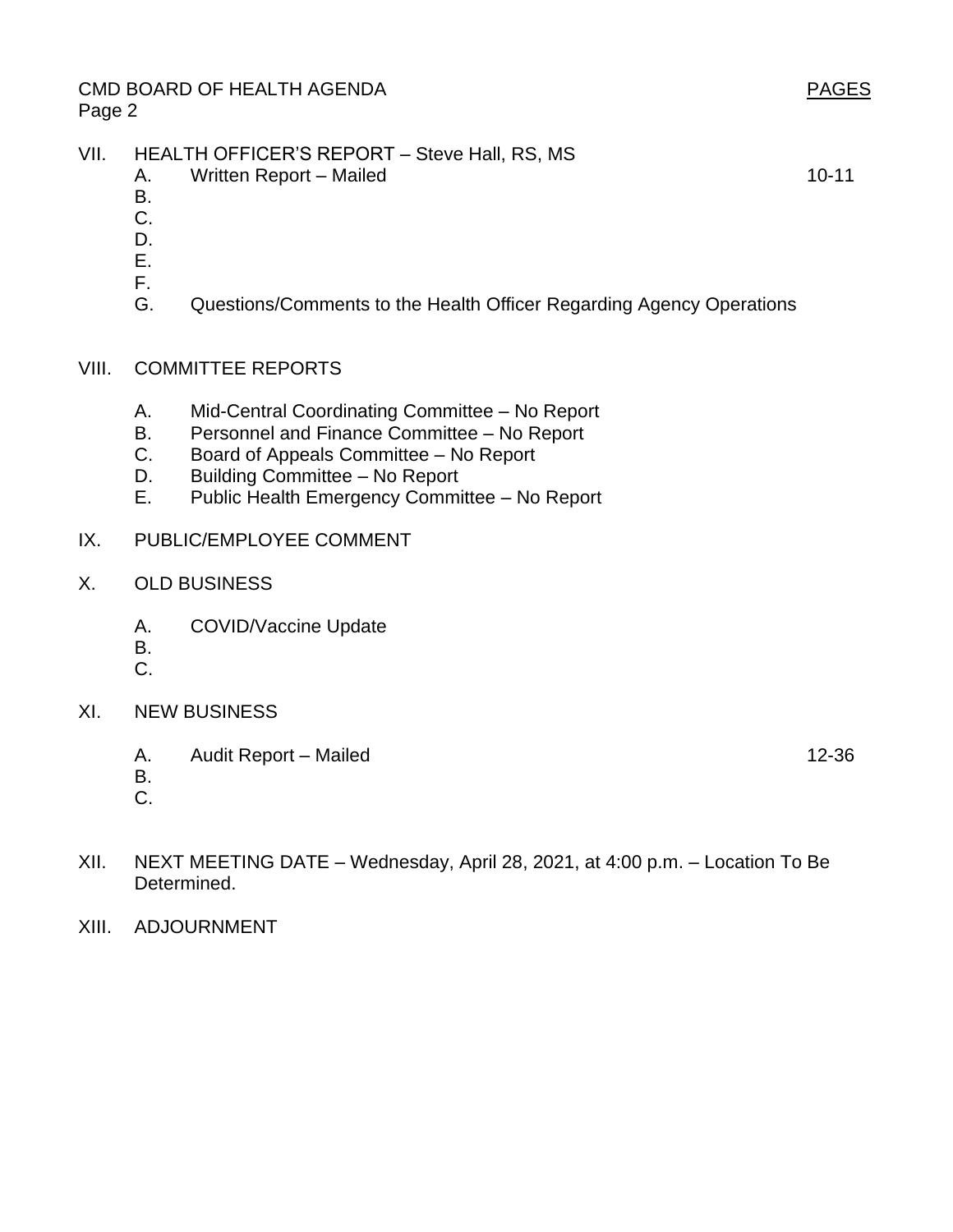VII. HEALTH OFFICER'S REPORT – Steve Hall, RS, MS
   A. Written Report – Mailed 10-11
   B.
   C.
   D.
   E.
   F.
   G. Questions/Comments to the Health Officer Regarding Agency Operations

VIII. COMMITTEE REPORTS

   A. Mid-Central Coordinating Committee – No Report
   B. Personnel and Finance Committee – No Report
   C. Board of Appeals Committee – No Report
   D. Building Committee – No Report
   E. Public Health Emergency Committee – No Report

IX. PUBLIC/EMPLOYEE COMMENT

X. OLD BUSINESS

   A. COVID/Vaccine Update
   B.
   C.

XI. NEW BUSINESS

   A. Audit Report – Mailed 12-36
   B.
   C.

XII. NEXT MEETING DATE – Wednesday, April 28, 2021, at 4:00 p.m. – Location To Be Determined.

XIII. ADJOURNMENT